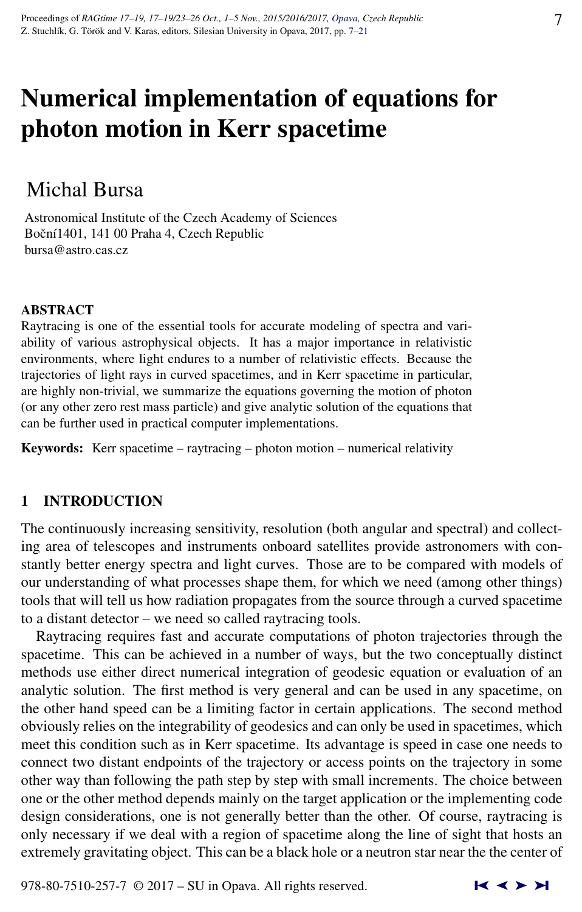# Numerical implementation of equations for photon motion in Kerr spacetime

Michal Bursa

Astronomical Institute of the Czech Academy of Sciences
Boční1401, 141 00 Praha 4, Czech Republic
bursa@astro.cas.cz

**ABSTRACT**
Raytracing is one of the essential tools for accurate modeling of spectra and variability of various astrophysical objects. It has a major importance in relativistic environments, where light endures to a number of relativistic effects. Because the trajectories of light rays in curved spacetimes, and in Kerr spacetime in particular, are highly non-trivial, we summarize the equations governing the motion of photon (or any other zero rest mass particle) and give analytic solution of the equations that can be further used in practical computer implementations.

**Keywords:** Kerr spacetime – raytracing – photon motion – numerical relativity

## 1 INTRODUCTION

The continuously increasing sensitivity, resolution (both angular and spectral) and collecting area of telescopes and instruments onboard satellites provide astronomers with constantly better energy spectra and light curves. Those are to be compared with models of our understanding of what processes shape them, for which we need (among other things) tools that will tell us how radiation propagates from the source through a curved spacetime to a distant detector – we need so called raytracing tools.

Raytracing requires fast and accurate computations of photon trajectories through the spacetime. This can be achieved in a number of ways, but the two conceptually distinct methods use either direct numerical integration of geodesic equation or evaluation of an analytic solution. The first method is very general and can be used in any spacetime, on the other hand speed can be a limiting factor in certain applications. The second method obviously relies on the integrability of geodesics and can only be used in spacetimes, which meet this condition such as in Kerr spacetime. Its advantage is speed in case one needs to connect two distant endpoints of the trajectory or access points on the trajectory in some other way than following the path step by step with small increments. The choice between one or the other method depends mainly on the target application or the implementing code design considerations, one is not generally better than the other. Of course, raytracing is only necessary if we deal with a region of spacetime along the line of sight that hosts an extremely gravitating object. This can be a black hole or a neutron star near the the center of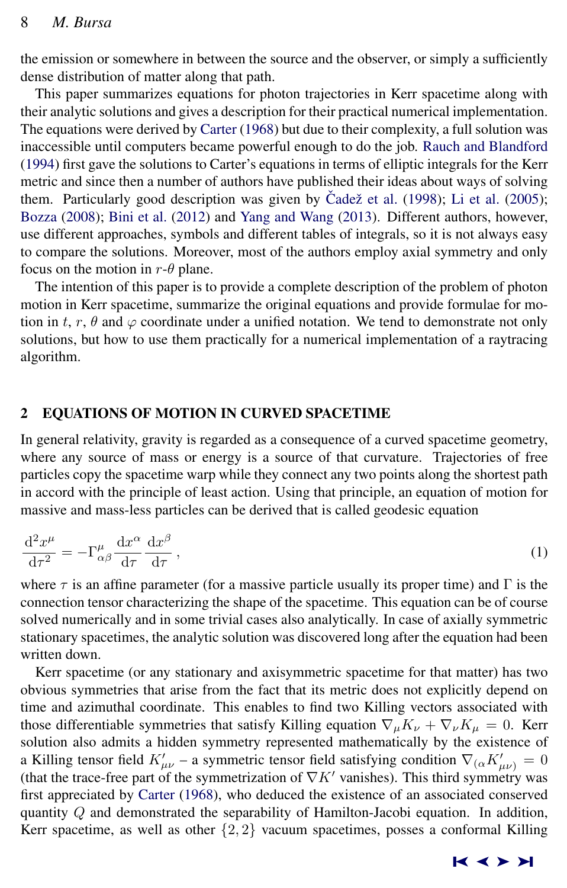the emission or somewhere in between the source and the observer, or simply a sufficiently dense distribution of matter along that path.

This paper summarizes equations for photon trajectories in Kerr spacetime along with their analytic solutions and gives a description for their practical numerical implementation. The equations were derived by Carter (1968) but due to their complexity, a full solution was inaccessible until computers became powerful enough to do the job. Rauch and Blandford (1994) first gave the solutions to Carter's equations in terms of elliptic integrals for the Kerr metric and since then a number of authors have published their ideas about ways of solving them. Particularly good description was given by Čadež et al. (1998); Li et al. (2005); Bozza (2008); Bini et al. (2012) and Yang and Wang (2013). Different authors, however, use different approaches, symbols and different tables of integrals, so it is not always easy to compare the solutions. Moreover, most of the authors employ axial symmetry and only focus on the motion in $r$-$\theta$ plane.

The intention of this paper is to provide a complete description of the problem of photon motion in Kerr spacetime, summarize the original equations and provide formulae for motion in $t$, $r$, $\theta$ and $\varphi$ coordinate under a unified notation. We tend to demonstrate not only solutions, but how to use them practically for a numerical implementation of a raytracing algorithm.

## 2 EQUATIONS OF MOTION IN CURVED SPACETIME

In general relativity, gravity is regarded as a consequence of a curved spacetime geometry, where any source of mass or energy is a source of that curvature. Trajectories of free particles copy the spacetime warp while they connect any two points along the shortest path in accord with the principle of least action. Using that principle, an equation of motion for massive and mass-less particles can be derived that is called geodesic equation

$$\frac{\mathrm{d}^2 x^\mu}{\mathrm{d}\tau^2} = -\Gamma^\mu_{\alpha\beta} \frac{\mathrm{d}x^\alpha}{\mathrm{d}\tau} \frac{\mathrm{d}x^\beta}{\mathrm{d}\tau}\,, \tag{1}$$

where $\tau$ is an affine parameter (for a massive particle usually its proper time) and $\Gamma$ is the connection tensor characterizing the shape of the spacetime. This equation can be of course solved numerically and in some trivial cases also analytically. In case of axially symmetric stationary spacetimes, the analytic solution was discovered long after the equation had been written down.

Kerr spacetime (or any stationary and axisymmetric spacetime for that matter) has two obvious symmetries that arise from the fact that its metric does not explicitly depend on time and azimuthal coordinate. This enables to find two Killing vectors associated with those differentiable symmetries that satisfy Killing equation $\nabla_\mu K_\nu + \nabla_\nu K_\mu = 0$. Kerr solution also admits a hidden symmetry represented mathematically by the existence of a Killing tensor field $K'_{\mu\nu}$ – a symmetric tensor field satisfying condition $\nabla_{(\alpha} K'_{\mu\nu)} = 0$ (that the trace-free part of the symmetrization of $\nabla K'$ vanishes). This third symmetry was first appreciated by Carter (1968), who deduced the existence of an associated conserved quantity $Q$ and demonstrated the separability of Hamilton-Jacobi equation. In addition, Kerr spacetime, as well as other $\{2, 2\}$ vacuum spacetimes, posses a conformal Killing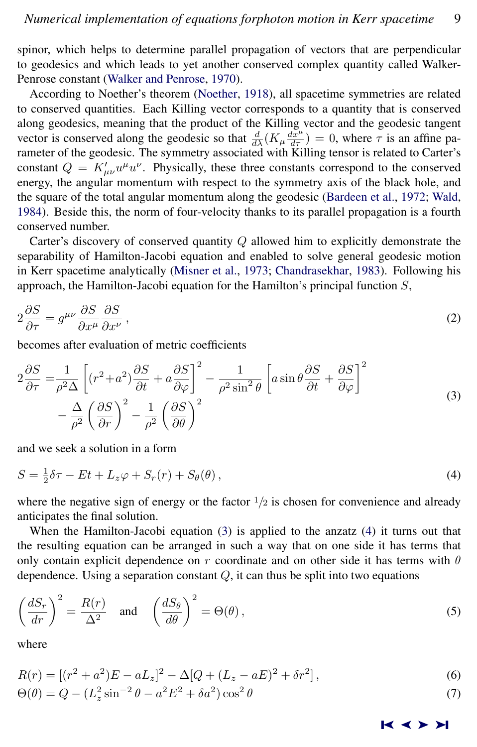spinor, which helps to determine parallel propagation of vectors that are perpendicular to geodesics and which leads to yet another conserved complex quantity called Walker-Penrose constant (Walker and Penrose, 1970).

According to Noether's theorem (Noether, 1918), all spacetime symmetries are related to conserved quantities. Each Killing vector corresponds to a quantity that is conserved along geodesics, meaning that the product of the Killing vector and the geodesic tangent vector is conserved along the geodesic so that $\frac{d}{d\lambda}(K_\mu \frac{dx^\mu}{d\tau}) = 0$, where $\tau$ is an affine parameter of the geodesic. The symmetry associated with Killing tensor is related to Carter's constant $Q = K'_{\mu\nu}u^\mu u^\nu$. Physically, these three constants correspond to the conserved energy, the angular momentum with respect to the symmetry axis of the black hole, and the square of the total angular momentum along the geodesic (Bardeen et al., 1972; Wald, 1984). Beside this, the norm of four-velocity thanks to its parallel propagation is a fourth conserved number.

Carter's discovery of conserved quantity $Q$ allowed him to explicitly demonstrate the separability of Hamilton-Jacobi equation and enabled to solve general geodesic motion in Kerr spacetime analytically (Misner et al., 1973; Chandrasekhar, 1983). Following his approach, the Hamilton-Jacobi equation for the Hamilton's principal function $S$,

$$2\frac{\partial S}{\partial \tau} = g^{\mu\nu}\frac{\partial S}{\partial x^\mu}\frac{\partial S}{\partial x^\nu}\,, \tag{2}$$

becomes after evaluation of metric coefficients

$$\begin{aligned}2\frac{\partial S}{\partial \tau} =& \frac{1}{\rho^2\Delta}\left[(r^2+a^2)\frac{\partial S}{\partial t} + a\frac{\partial S}{\partial \varphi}\right]^2 - \frac{1}{\rho^2\sin^2\theta}\left[a\sin\theta\frac{\partial S}{\partial t} + \frac{\partial S}{\partial \varphi}\right]^2 \\ &- \frac{\Delta}{\rho^2}\left(\frac{\partial S}{\partial r}\right)^2 - \frac{1}{\rho^2}\left(\frac{\partial S}{\partial \theta}\right)^2\end{aligned} \tag{3}$$

and we seek a solution in a form

$$S = \tfrac{1}{2}\delta\tau - Et + L_z\varphi + S_r(r) + S_\theta(\theta)\,, \tag{4}$$

where the negative sign of energy or the factor $1/2$ is chosen for convenience and already anticipates the final solution.

When the Hamilton-Jacobi equation (3) is applied to the anzatz (4) it turns out that the resulting equation can be arranged in such a way that on one side it has terms that only contain explicit dependence on $r$ coordinate and on other side it has terms with $\theta$ dependence. Using a separation constant $Q$, it can thus be split into two equations

$$\left(\frac{dS_r}{dr}\right)^2 = \frac{R(r)}{\Delta^2} \quad \text{and} \quad \left(\frac{dS_\theta}{d\theta}\right)^2 = \Theta(\theta)\,, \tag{5}$$

where

$$R(r) = [(r^2+a^2)E - aL_z]^2 - \Delta[Q + (L_z - aE)^2 + \delta r^2]\,, \tag{6}$$

$$\Theta(\theta) = Q - (L_z^2\sin^{-2}\theta - a^2E^2 + \delta a^2)\cos^2\theta \tag{7}$$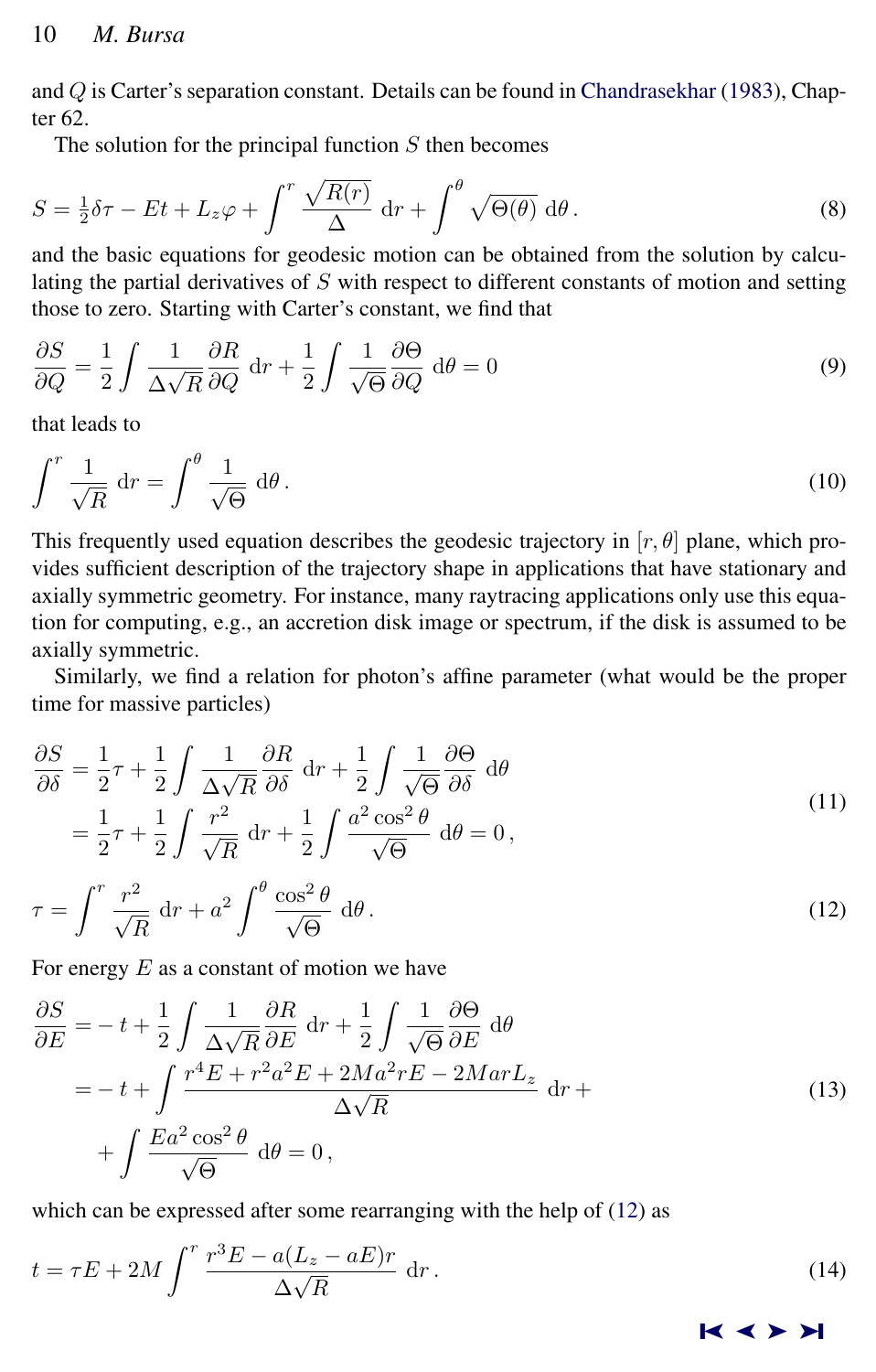and $Q$ is Carter's separation constant. Details can be found in Chandrasekhar (1983), Chapter 62.

The solution for the principal function $S$ then becomes

$$S = \tfrac{1}{2}\delta\tau - Et + L_z\varphi + \int^r \frac{\sqrt{R(r)}}{\Delta}\,\mathrm{d}r + \int^\theta \sqrt{\Theta(\theta)}\,\mathrm{d}\theta\,. \tag{8}$$

and the basic equations for geodesic motion can be obtained from the solution by calculating the partial derivatives of $S$ with respect to different constants of motion and setting those to zero. Starting with Carter's constant, we find that

$$\frac{\partial S}{\partial Q} = \frac{1}{2}\int \frac{1}{\Delta\sqrt{R}}\frac{\partial R}{\partial Q}\,\mathrm{d}r + \frac{1}{2}\int \frac{1}{\sqrt{\Theta}}\frac{\partial \Theta}{\partial Q}\,\mathrm{d}\theta = 0 \tag{9}$$

that leads to

$$\int^r \frac{1}{\sqrt{R}}\,\mathrm{d}r = \int^\theta \frac{1}{\sqrt{\Theta}}\,\mathrm{d}\theta\,. \tag{10}$$

This frequently used equation describes the geodesic trajectory in $[r,\theta]$ plane, which provides sufficient description of the trajectory shape in applications that have stationary and axially symmetric geometry. For instance, many raytracing applications only use this equation for computing, e.g., an accretion disk image or spectrum, if the disk is assumed to be axially symmetric.

Similarly, we find a relation for photon's affine parameter (what would be the proper time for massive particles)

$$\begin{aligned}\frac{\partial S}{\partial \delta} &= \frac{1}{2}\tau + \frac{1}{2}\int \frac{1}{\Delta\sqrt{R}}\frac{\partial R}{\partial \delta}\,\mathrm{d}r + \frac{1}{2}\int \frac{1}{\sqrt{\Theta}}\frac{\partial \Theta}{\partial \delta}\,\mathrm{d}\theta \\ &= \frac{1}{2}\tau + \frac{1}{2}\int \frac{r^2}{\sqrt{R}}\,\mathrm{d}r + \frac{1}{2}\int \frac{a^2\cos^2\theta}{\sqrt{\Theta}}\,\mathrm{d}\theta = 0\,,\end{aligned} \tag{11}$$

$$\tau = \int^r \frac{r^2}{\sqrt{R}}\,\mathrm{d}r + a^2\int^\theta \frac{\cos^2\theta}{\sqrt{\Theta}}\,\mathrm{d}\theta\,. \tag{12}$$

For energy $E$ as a constant of motion we have

$$\begin{aligned}\frac{\partial S}{\partial E} &= -t + \frac{1}{2}\int \frac{1}{\Delta\sqrt{R}}\frac{\partial R}{\partial E}\,\mathrm{d}r + \frac{1}{2}\int \frac{1}{\sqrt{\Theta}}\frac{\partial \Theta}{\partial E}\,\mathrm{d}\theta \\ &= -t + \int \frac{r^4E + r^2a^2E + 2Ma^2rE - 2MarL_z}{\Delta\sqrt{R}}\,\mathrm{d}r + \\ &\quad + \int \frac{Ea^2\cos^2\theta}{\sqrt{\Theta}}\,\mathrm{d}\theta = 0\,,\end{aligned} \tag{13}$$

which can be expressed after some rearranging with the help of (12) as

$$t = \tau E + 2M\int^r \frac{r^3E - a(L_z - aE)r}{\Delta\sqrt{R}}\,\mathrm{d}r\,. \tag{14}$$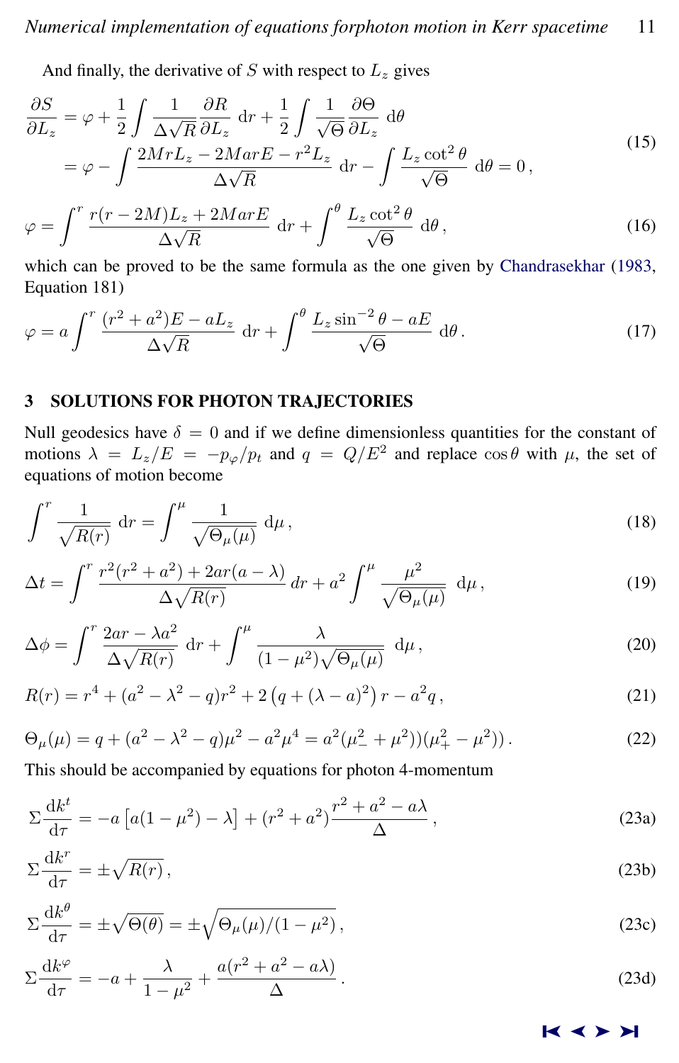And finally, the derivative of $S$ with respect to $L_z$ gives

$$
\begin{aligned}
\frac{\partial S}{\partial L_z} &= \varphi + \frac{1}{2}\int \frac{1}{\Delta\sqrt{R}}\frac{\partial R}{\partial L_z}\,\mathrm{d}r + \frac{1}{2}\int \frac{1}{\sqrt{\Theta}}\frac{\partial \Theta}{\partial L_z}\,\mathrm{d}\theta \\
&= \varphi - \int \frac{2MrL_z - 2MarE - r^2 L_z}{\Delta\sqrt{R}}\,\mathrm{d}r - \int \frac{L_z\cot^2\theta}{\sqrt{\Theta}}\,\mathrm{d}\theta = 0\,,
\end{aligned}
\tag{15}
$$

$$
\varphi = \int^r \frac{r(r-2M)L_z + 2MarE}{\Delta\sqrt{R}}\,\mathrm{d}r + \int^\theta \frac{L_z\cot^2\theta}{\sqrt{\Theta}}\,\mathrm{d}\theta\,,
\tag{16}
$$

which can be proved to be the same formula as the one given by Chandrasekhar (1983, Equation 181)

$$
\varphi = a\int^r \frac{(r^2+a^2)E - aL_z}{\Delta\sqrt{R}}\,\mathrm{d}r + \int^\theta \frac{L_z\sin^{-2}\theta - aE}{\sqrt{\Theta}}\,\mathrm{d}\theta\,.
\tag{17}
$$

## 3 SOLUTIONS FOR PHOTON TRAJECTORIES

Null geodesics have $\delta = 0$ and if we define dimensionless quantities for the constant of motions $\lambda = L_z/E = -p_\varphi/p_t$ and $q = Q/E^2$ and replace $\cos\theta$ with $\mu$, the set of equations of motion become

$$
\int^r \frac{1}{\sqrt{R(r)}}\,\mathrm{d}r = \int^\mu \frac{1}{\sqrt{\Theta_\mu(\mu)}}\,\mathrm{d}\mu\,,
\tag{18}
$$

$$
\Delta t = \int^r \frac{r^2(r^2+a^2) + 2ar(a-\lambda)}{\Delta\sqrt{R(r)}}\,dr + a^2\int^\mu \frac{\mu^2}{\sqrt{\Theta_\mu(\mu)}}\,\mathrm{d}\mu\,,
\tag{19}
$$

$$
\Delta\phi = \int^r \frac{2ar - \lambda a^2}{\Delta\sqrt{R(r)}}\,\mathrm{d}r + \int^\mu \frac{\lambda}{(1-\mu^2)\sqrt{\Theta_\mu(\mu)}}\,\mathrm{d}\mu\,,
\tag{20}
$$

$$
R(r) = r^4 + (a^2 - \lambda^2 - q)r^2 + 2\left(q + (\lambda - a)^2\right)r - a^2 q\,,
\tag{21}
$$

$$
\Theta_\mu(\mu) = q + (a^2 - \lambda^2 - q)\mu^2 - a^2\mu^4 = a^2(\mu_-^2 + \mu^2))(\mu_+^2 - \mu^2))\,.
\tag{22}
$$

This should be accompanied by equations for photon 4-momentum

$$
\Sigma\frac{\mathrm{d}k^t}{\mathrm{d}\tau} = -a\left[a(1-\mu^2) - \lambda\right] + (r^2+a^2)\frac{r^2+a^2-a\lambda}{\Delta}\,,
\tag{23a}
$$

$$
\Sigma\frac{\mathrm{d}k^r}{\mathrm{d}\tau} = \pm\sqrt{R(r)}\,,
\tag{23b}
$$

$$
\Sigma\frac{\mathrm{d}k^\theta}{\mathrm{d}\tau} = \pm\sqrt{\Theta(\theta)} = \pm\sqrt{\Theta_\mu(\mu)/(1-\mu^2)}\,,
\tag{23c}
$$

$$
\Sigma\frac{\mathrm{d}k^\varphi}{\mathrm{d}\tau} = -a + \frac{\lambda}{1-\mu^2} + \frac{a(r^2+a^2-a\lambda)}{\Delta}\,.
\tag{23d}
$$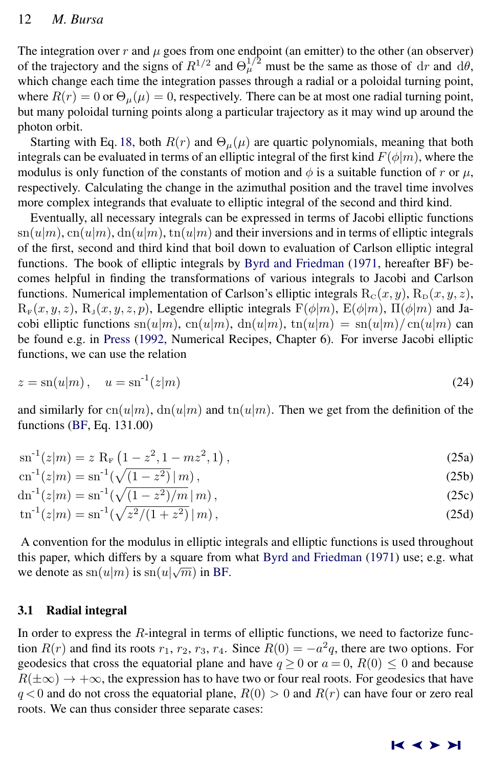The integration over $r$ and $\mu$ goes from one endpoint (an emitter) to the other (an observer) of the trajectory and the signs of $R^{1/2}$ and $\Theta_\mu^{1/2}$ must be the same as those of $\mathrm{d}r$ and $\mathrm{d}\theta$, which change each time the integration passes through a radial or a poloidal turning point, where $R(r) = 0$ or $\Theta_\mu(\mu) = 0$, respectively. There can be at most one radial turning point, but many poloidal turning points along a particular trajectory as it may wind up around the photon orbit.

Starting with Eq. 18, both $R(r)$ and $\Theta_\mu(\mu)$ are quartic polynomials, meaning that both integrals can be evaluated in terms of an elliptic integral of the first kind $F(\phi|m)$, where the modulus is only function of the constants of motion and $\phi$ is a suitable function of $r$ or $\mu$, respectively. Calculating the change in the azimuthal position and the travel time involves more complex integrands that evaluate to elliptic integral of the second and third kind.

Eventually, all necessary integrals can be expressed in terms of Jacobi elliptic functions $\mathrm{sn}(u|m)$, $\mathrm{cn}(u|m)$, $\mathrm{dn}(u|m)$, $\mathrm{tn}(u|m)$ and their inversions and in terms of elliptic integrals of the first, second and third kind that boil down to evaluation of Carlson elliptic integral functions. The book of elliptic integrals by Byrd and Friedman (1971, hereafter BF) becomes helpful in finding the transformations of various integrals to Jacobi and Carlson functions. Numerical implementation of Carlson's elliptic integrals $\mathrm{R_C}(x,y)$, $\mathrm{R_D}(x,y,z)$, $\mathrm{R_F}(x,y,z)$, $\mathrm{R_J}(x,y,z,p)$, Legendre elliptic integrals $\mathrm{F}(\phi|m)$, $\mathrm{E}(\phi|m)$, $\Pi(\phi|m)$ and Jacobi elliptic functions $\mathrm{sn}(u|m)$, $\mathrm{cn}(u|m)$, $\mathrm{dn}(u|m)$, $\mathrm{tn}(u|m) = \mathrm{sn}(u|m)/\,\mathrm{cn}(u|m)$ can be found e.g. in Press (1992, Numerical Recipes, Chapter 6). For inverse Jacobi elliptic functions, we can use the relation

$$z = \mathrm{sn}(u|m)\,, \quad u = \mathrm{sn}^{-1}(z|m) \tag{24}$$

and similarly for $\mathrm{cn}(u|m)$, $\mathrm{dn}(u|m)$ and $\mathrm{tn}(u|m)$. Then we get from the definition of the functions (BF, Eq. 131.00)

$$\mathrm{sn}^{-1}(z|m) = z\;\mathrm{R_F}\left(1-z^2, 1-mz^2, 1\right), \tag{25a}$$

$$\mathrm{cn}^{-1}(z|m) = \mathrm{sn}^{-1}(\sqrt{(1-z^2)}\,|\,m)\,, \tag{25b}$$

$$\mathrm{dn}^{-1}(z|m) = \mathrm{sn}^{-1}(\sqrt{(1-z^2)/m}\,|\,m)\,, \tag{25c}$$

$$\mathrm{tn}^{-1}(z|m) = \mathrm{sn}^{-1}(\sqrt{z^2/(1+z^2)}\,|\,m)\,, \tag{25d}$$

A convention for the modulus in elliptic integrals and elliptic functions is used throughout this paper, which differs by a square from what Byrd and Friedman (1971) use; e.g. what we denote as $\mathrm{sn}(u|m)$ is $\mathrm{sn}(u|\sqrt{m})$ in BF.

### 3.1 Radial integral

In order to express the $R$-integral in terms of elliptic functions, we need to factorize function $R(r)$ and find its roots $r_1$, $r_2$, $r_3$, $r_4$. Since $R(0) = -a^2 q$, there are two options. For geodesics that cross the equatorial plane and have $q \geq 0$ or $a = 0$, $R(0) \leq 0$ and because $R(\pm\infty) \to +\infty$, the expression has to have two or four real roots. For geodesics that have $q < 0$ and do not cross the equatorial plane, $R(0) > 0$ and $R(r)$ can have four or zero real roots. We can thus consider three separate cases: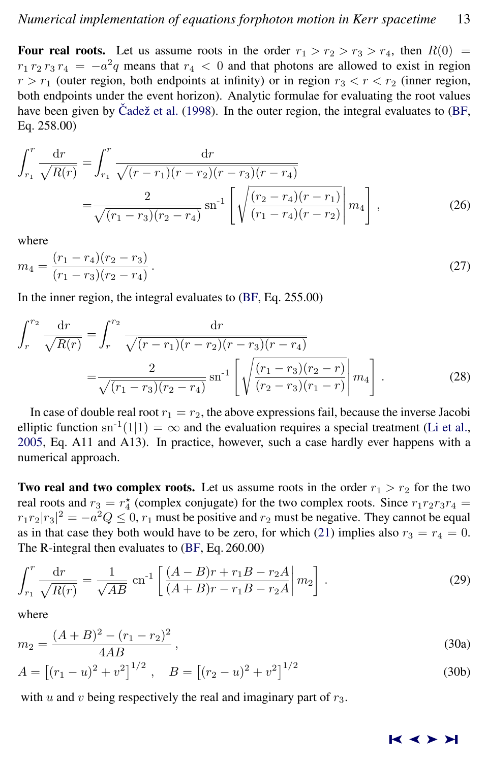**Four real roots.** Let us assume roots in the order $r_1 > r_2 > r_3 > r_4$, then $R(0) = r_1\, r_2\, r_3\, r_4 = -a^2 q$ means that $r_4 < 0$ and that photons are allowed to exist in region $r > r_1$ (outer region, both endpoints at infinity) or in region $r_3 < r < r_2$ (inner region, both endpoints under the event horizon). Analytic formulae for evaluating the root values have been given by Čadež et al. (1998). In the outer region, the integral evaluates to (BF, Eq. 258.00)

$$\int_{r_1}^{r} \frac{\mathrm{d}r}{\sqrt{R(r)}} = \int_{r_1}^{r} \frac{\mathrm{d}r}{\sqrt{(r-r_1)(r-r_2)(r-r_3)(r-r_4)}}$$
$$= \frac{2}{\sqrt{(r_1-r_3)(r_2-r_4)}}\, \mathrm{sn}^{-1}\left[\sqrt{\frac{(r_2-r_4)(r-r_1)}{(r_1-r_4)(r-r_2)}}\,\middle|\, m_4\right], \tag{26}$$

where

$$m_4 = \frac{(r_1-r_4)(r_2-r_3)}{(r_1-r_3)(r_2-r_4)}\,. \tag{27}$$

In the inner region, the integral evaluates to (BF, Eq. 255.00)

$$\int_{r}^{r_2} \frac{\mathrm{d}r}{\sqrt{R(r)}} = \int_{r}^{r_2} \frac{\mathrm{d}r}{\sqrt{(r-r_1)(r-r_2)(r-r_3)(r-r_4)}}$$
$$= \frac{2}{\sqrt{(r_1-r_3)(r_2-r_4)}}\, \mathrm{sn}^{-1}\left[\sqrt{\frac{(r_1-r_3)(r_2-r)}{(r_2-r_3)(r_1-r)}}\,\middle|\, m_4\right]. \tag{28}$$

In case of double real root $r_1 = r_2$, the above expressions fail, because the inverse Jacobi elliptic function $\mathrm{sn}^{-1}(1|1) = \infty$ and the evaluation requires a special treatment (Li et al., 2005, Eq. A11 and A13). In practice, however, such a case hardly ever happens with a numerical approach.

**Two real and two complex roots.** Let us assume roots in the order $r_1 > r_2$ for the two real roots and $r_3 = r_4^\star$ (complex conjugate) for the two complex roots. Since $r_1 r_2 r_3 r_4 = r_1 r_2 |r_3|^2 = -a^2 Q \leq 0$, $r_1$ must be positive and $r_2$ must be negative. They cannot be equal as in that case they both would have to be zero, for which (21) implies also $r_3 = r_4 = 0$. The R-integral then evaluates to (BF, Eq. 260.00)

$$\int_{r_1}^{r} \frac{\mathrm{d}r}{\sqrt{R(r)}} = \frac{1}{\sqrt{AB}}\, \mathrm{cn}^{-1}\left[\frac{(A-B)r + r_1 B - r_2 A}{(A+B)r - r_1 B - r_2 A}\,\middle|\, m_2\right]. \tag{29}$$

where

$$m_2 = \frac{(A+B)^2 - (r_1-r_2)^2}{4AB}\,, \tag{30a}$$

$$A = \left[(r_1-u)^2 + v^2\right]^{1/2}, \quad B = \left[(r_2-u)^2 + v^2\right]^{1/2} \tag{30b}$$

with $u$ and $v$ being respectively the real and imaginary part of $r_3$.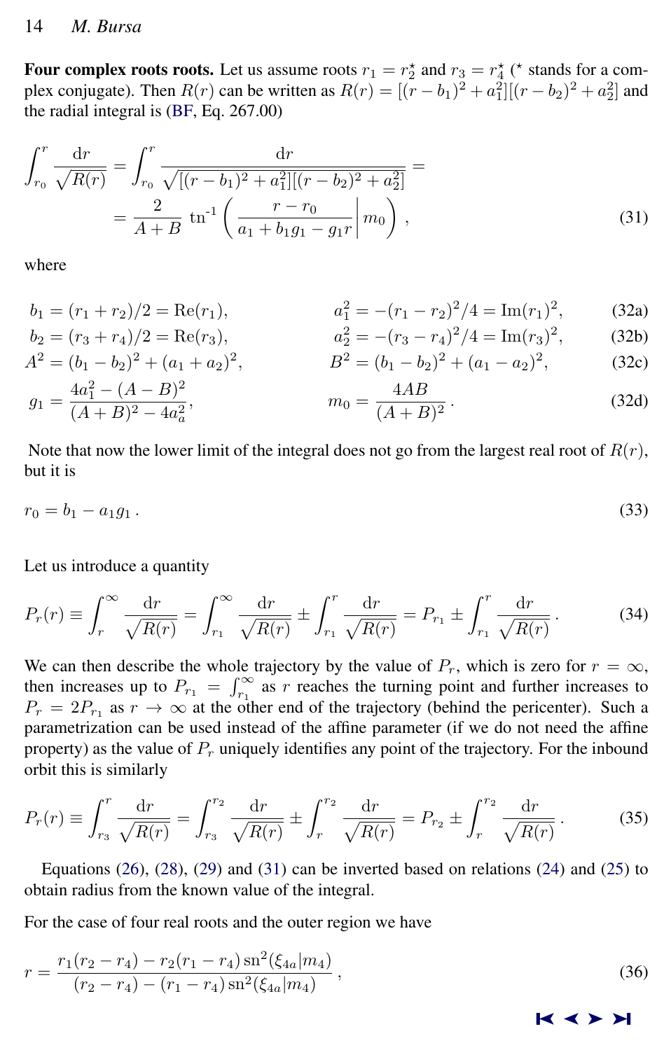**Four complex roots roots.** Let us assume roots $r_1 = r_2^\star$ and $r_3 = r_4^\star$ ($^\star$ stands for a complex conjugate). Then $R(r)$ can be written as $R(r) = [(r-b_1)^2 + a_1^2][(r-b_2)^2 + a_2^2]$ and the radial integral is (BF, Eq. 267.00)

$$\int_{r_0}^{r} \frac{\mathrm{d}r}{\sqrt{R(r)}} = \int_{r_0}^{r} \frac{\mathrm{d}r}{\sqrt{[(r-b_1)^2 + a_1^2][(r-b_2)^2 + a_2^2]}} = \\ = \frac{2}{A+B}\,\mathrm{tn}^{-1}\left(\frac{r-r_0}{a_1 + b_1 g_1 - g_1 r}\middle|\, m_0\right), \tag{31}$$

where

$$b_1 = (r_1 + r_2)/2 = \mathrm{Re}(r_1), \qquad a_1^2 = -(r_1 - r_2)^2/4 = \mathrm{Im}(r_1)^2, \tag{32a}$$

$$b_2 = (r_3 + r_4)/2 = \mathrm{Re}(r_3), \qquad a_2^2 = -(r_3 - r_4)^2/4 = \mathrm{Im}(r_3)^2, \tag{32b}$$

$$A^2 = (b_1 - b_2)^2 + (a_1 + a_2)^2, \qquad B^2 = (b_1 - b_2)^2 + (a_1 - a_2)^2, \tag{32c}$$

$$g_1 = \frac{4a_1^2 - (A-B)^2}{(A+B)^2 - 4a_a^2}, \qquad m_0 = \frac{4AB}{(A+B)^2}. \tag{32d}$$

Note that now the lower limit of the integral does not go from the largest real root of $R(r)$, but it is

$$r_0 = b_1 - a_1 g_1 . \tag{33}$$

Let us introduce a quantity

$$P_r(r) \equiv \int_{r}^{\infty} \frac{\mathrm{d}r}{\sqrt{R(r)}} = \int_{r_1}^{\infty} \frac{\mathrm{d}r}{\sqrt{R(r)}} \pm \int_{r_1}^{r} \frac{\mathrm{d}r}{\sqrt{R(r)}} = P_{r_1} \pm \int_{r_1}^{r} \frac{\mathrm{d}r}{\sqrt{R(r)}} . \tag{34}$$

We can then describe the whole trajectory by the value of $P_r$, which is zero for $r = \infty$, then increases up to $P_{r_1} = \int_{r_1}^{\infty}$ as $r$ reaches the turning point and further increases to $P_r = 2P_{r_1}$ as $r \to \infty$ at the other end of the trajectory (behind the pericenter). Such a parametrization can be used instead of the affine parameter (if we do not need the affine property) as the value of $P_r$ uniquely identifies any point of the trajectory. For the inbound orbit this is similarly

$$P_r(r) \equiv \int_{r_3}^{r} \frac{\mathrm{d}r}{\sqrt{R(r)}} = \int_{r_3}^{r_2} \frac{\mathrm{d}r}{\sqrt{R(r)}} \pm \int_{r}^{r_2} \frac{\mathrm{d}r}{\sqrt{R(r)}} = P_{r_2} \pm \int_{r}^{r_2} \frac{\mathrm{d}r}{\sqrt{R(r)}} . \tag{35}$$

Equations (26), (28), (29) and (31) can be inverted based on relations (24) and (25) to obtain radius from the known value of the integral.

For the case of four real roots and the outer region we have

$$r = \frac{r_1(r_2 - r_4) - r_2(r_1 - r_4)\,\mathrm{sn}^2(\xi_{4a}|m_4)}{(r_2 - r_4) - (r_1 - r_4)\,\mathrm{sn}^2(\xi_{4a}|m_4)}, \tag{36}$$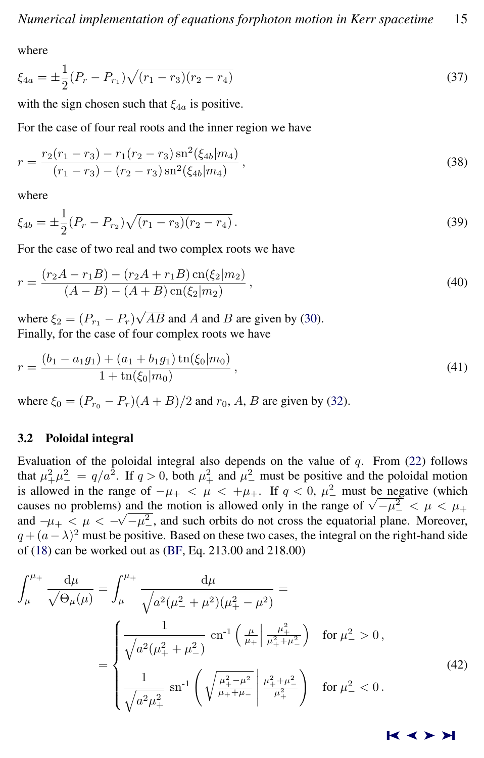where

$$\xi_{4a} = \pm\frac{1}{2}(P_r - P_{r_1})\sqrt{(r_1 - r_3)(r_2 - r_4)} \tag{37}$$

with the sign chosen such that $\xi_{4a}$ is positive.

For the case of four real roots and the inner region we have

$$r = \frac{r_2(r_1 - r_3) - r_1(r_2 - r_3)\,\mathrm{sn}^2(\xi_{4b}|m_4)}{(r_1 - r_3) - (r_2 - r_3)\,\mathrm{sn}^2(\xi_{4b}|m_4)}\,, \tag{38}$$

where

$$\xi_{4b} = \pm\frac{1}{2}(P_r - P_{r_2})\sqrt{(r_1 - r_3)(r_2 - r_4)}\,. \tag{39}$$

For the case of two real and two complex roots we have

$$r = \frac{(r_2 A - r_1 B) - (r_2 A + r_1 B)\,\mathrm{cn}(\xi_2|m_2)}{(A - B) - (A + B)\,\mathrm{cn}(\xi_2|m_2)}\,, \tag{40}$$

where $\xi_2 = (P_{r_1} - P_r)\sqrt{AB}$ and $A$ and $B$ are given by (30).
Finally, for the case of four complex roots we have

$$r = \frac{(b_1 - a_1 g_1) + (a_1 + b_1 g_1)\,\mathrm{tn}(\xi_0|m_0)}{1 + \mathrm{tn}(\xi_0|m_0)}\,, \tag{41}$$

where $\xi_0 = (P_{r_0} - P_r)(A + B)/2$ and $r_0$, $A$, $B$ are given by (32).

### 3.2 Poloidal integral

Evaluation of the poloidal integral also depends on the value of $q$. From (22) follows that $\mu_+^2\mu_-^2 = q/a^2$. If $q > 0$, both $\mu_+^2$ and $\mu_-^2$ must be positive and the poloidal motion is allowed in the range of $-\mu_+ < \mu < +\mu_+$. If $q < 0$, $\mu_-^2$ must be negative (which causes no problems) and the motion is allowed only in the range of $\sqrt{-\mu_-^2} < \mu < \mu_+$ and $-\mu_+ < \mu < -\sqrt{-\mu_-^2}$, and such orbits do not cross the equatorial plane. Moreover, $q + (a - \lambda)^2$ must be positive. Based on these two cases, the integral on the right-hand side of (18) can be worked out as (BF, Eq. 213.00 and 218.00)

$$\int_{\mu}^{\mu_+} \frac{\mathrm{d}\mu}{\sqrt{\Theta_\mu(\mu)}} = \int_{\mu}^{\mu_+} \frac{\mathrm{d}\mu}{\sqrt{a^2(\mu_-^2 + \mu^2)(\mu_+^2 - \mu^2)}} =$$

$$= \begin{cases} \dfrac{1}{\sqrt{a^2(\mu_+^2 + \mu_-^2)}}\ \mathrm{cn}^{-1}\left(\frac{\mu}{\mu_+}\,\middle|\,\frac{\mu_+^2}{\mu_+^2 + \mu_-^2}\right) & \text{for } \mu_-^2 > 0\,, \\[2ex] \dfrac{1}{\sqrt{a^2\mu_+^2}}\ \mathrm{sn}^{-1}\left(\sqrt{\frac{\mu_+^2 - \mu^2}{\mu_+ + \mu_-}}\,\middle|\,\frac{\mu_+^2 + \mu_-^2}{\mu_+^2}\right) & \text{for } \mu_-^2 < 0\,. \end{cases} \tag{42}$$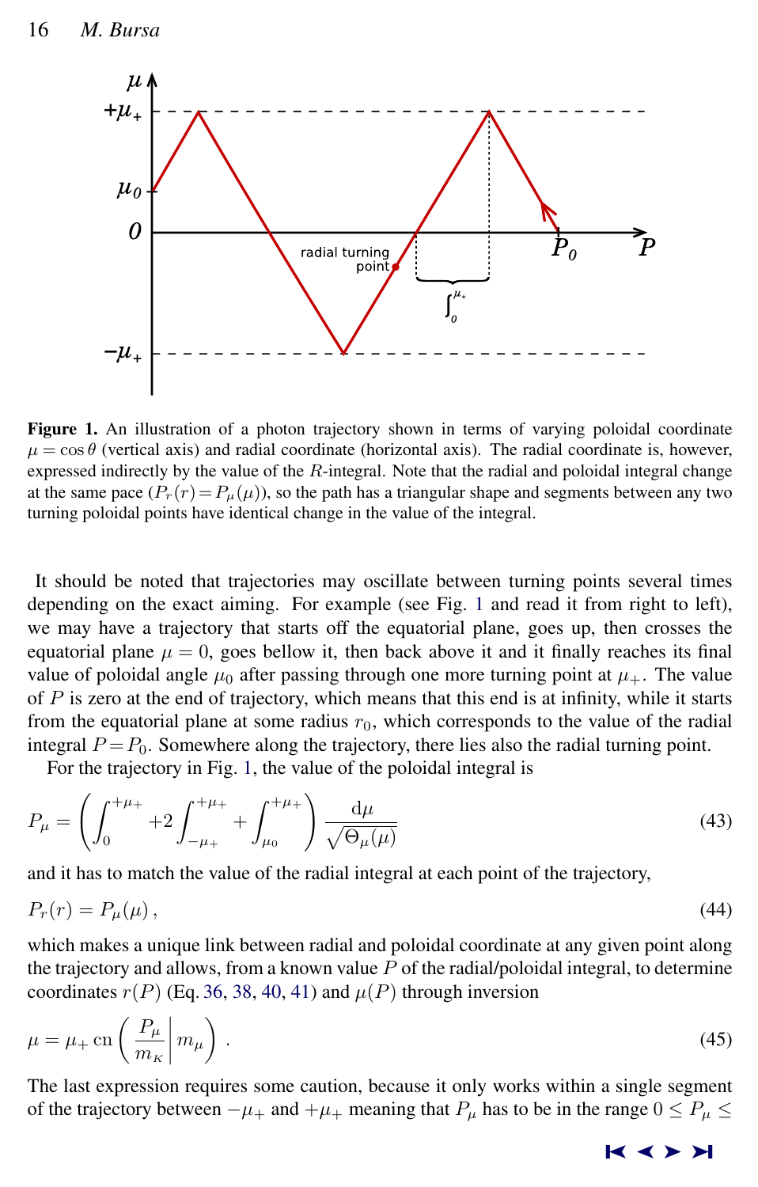**Figure 1.** An illustration of a photon trajectory shown in terms of varying poloidal coordinate $\mu = \cos\theta$ (vertical axis) and radial coordinate (horizontal axis). The radial coordinate is, however, expressed indirectly by the value of the $R$-integral. Note that the radial and poloidal integral change at the same pace ($P_r(r) = P_\mu(\mu)$), so the path has a triangular shape and segments between any two turning poloidal points have identical change in the value of the integral.

It should be noted that trajectories may oscillate between turning points several times depending on the exact aiming. For example (see Fig. 1 and read it from right to left), we may have a trajectory that starts off the equatorial plane, goes up, then crosses the equatorial plane $\mu = 0$, goes bellow it, then back above it and it finally reaches its final value of poloidal angle $\mu_0$ after passing through one more turning point at $\mu_+$. The value of $P$ is zero at the end of trajectory, which means that this end is at infinity, while it starts from the equatorial plane at some radius $r_0$, which corresponds to the value of the radial integral $P = P_0$. Somewhere along the trajectory, there lies also the radial turning point.

For the trajectory in Fig. 1, the value of the poloidal integral is

$$P_\mu = \left( \int_0^{+\mu_+} + 2 \int_{-\mu_+}^{+\mu_+} + \int_{\mu_0}^{+\mu_+} \right) \frac{\mathrm{d}\mu}{\sqrt{\Theta_\mu(\mu)}} \tag{43}$$

and it has to match the value of the radial integral at each point of the trajectory,

$$P_r(r) = P_\mu(\mu)\,, \tag{44}$$

which makes a unique link between radial and poloidal coordinate at any given point along the trajectory and allows, from a known value $P$ of the radial/poloidal integral, to determine coordinates $r(P)$ (Eq. 36, 38, 40, 41) and $\mu(P)$ through inversion

$$\mu = \mu_+ \,\mathrm{cn}\left( \frac{P_\mu}{m_K} \middle| m_\mu \right)\,. \tag{45}$$

The last expression requires some caution, because it only works within a single segment of the trajectory between $-\mu_+$ and $+\mu_+$ meaning that $P_\mu$ has to be in the range $0 \leq P_\mu \leq$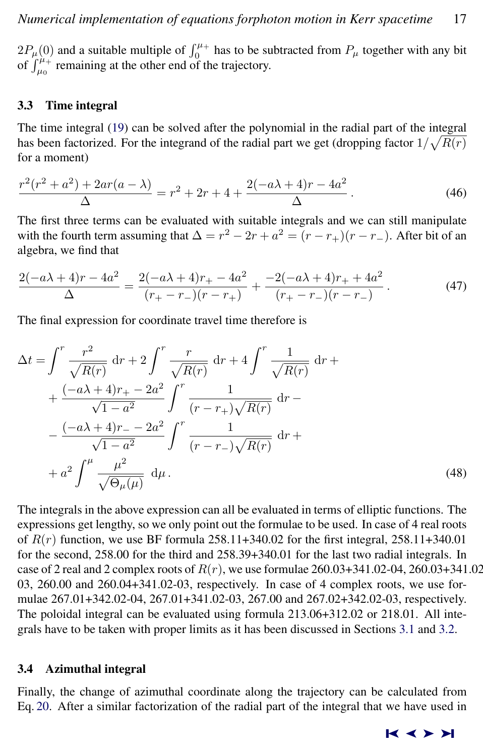$2P_\mu(0)$ and a suitable multiple of $\int_0^{\mu_+}$ has to be subtracted from $P_\mu$ together with any bit of $\int_{\mu_0}^{\mu_+}$ remaining at the other end of the trajectory.

### 3.3 Time integral

The time integral (19) can be solved after the polynomial in the radial part of the integral has been factorized. For the integrand of the radial part we get (dropping factor $1/\sqrt{R(r)}$ for a moment)

$$\frac{r^2(r^2+a^2)+2ar(a-\lambda)}{\Delta} = r^2+2r+4+\frac{2(-a\lambda+4)r-4a^2}{\Delta}\,. \tag{46}$$

The first three terms can be evaluated with suitable integrals and we can still manipulate with the fourth term assuming that $\Delta = r^2-2r+a^2 = (r-r_+)(r-r_-)$. After bit of an algebra, we find that

$$\frac{2(-a\lambda+4)r-4a^2}{\Delta} = \frac{2(-a\lambda+4)r_+-4a^2}{(r_+-r_-)(r-r_+)} + \frac{-2(-a\lambda+4)r_+ + 4a^2}{(r_+-r_-)(r-r_-)}\,. \tag{47}$$

The final expression for coordinate travel time therefore is

$$\begin{aligned}
\Delta t = &\int^r \frac{r^2}{\sqrt{R(r)}}\,\mathrm{d}r + 2\int^r \frac{r}{\sqrt{R(r)}}\,\mathrm{d}r + 4\int^r \frac{1}{\sqrt{R(r)}}\,\mathrm{d}r + \\
&+ \frac{(-a\lambda+4)r_+ - 2a^2}{\sqrt{1-a^2}}\int^r \frac{1}{(r-r_+)\sqrt{R(r)}}\,\mathrm{d}r - \\
&- \frac{(-a\lambda+4)r_- - 2a^2}{\sqrt{1-a^2}}\int^r \frac{1}{(r-r_-)\sqrt{R(r)}}\,\mathrm{d}r + \\
&+ a^2\int^\mu \frac{\mu^2}{\sqrt{\Theta_\mu(\mu)}}\,\mathrm{d}\mu\,.
\end{aligned} \tag{48}$$

The integrals in the above expression can all be evaluated in terms of elliptic functions. The expressions get lengthy, so we only point out the formulae to be used. In case of 4 real roots of $R(r)$ function, we use BF formula 258.11+340.02 for the first integral, 258.11+340.01 for the second, 258.00 for the third and 258.39+340.01 for the last two radial integrals. In case of 2 real and 2 complex roots of $R(r)$, we use formulae 260.03+341.02-04, 260.03+341.02-03, 260.00 and 260.04+341.02-03, respectively. In case of 4 complex roots, we use formulae 267.01+342.02-04, 267.01+341.02-03, 267.00 and 267.02+342.02-03, respectively. The poloidal integral can be evaluated using formula 213.06+312.02 or 218.01. All integrals have to be taken with proper limits as it has been discussed in Sections 3.1 and 3.2.

### 3.4 Azimuthal integral

Finally, the change of azimuthal coordinate along the trajectory can be calculated from Eq. 20. After a similar factorization of the radial part of the integral that we have used in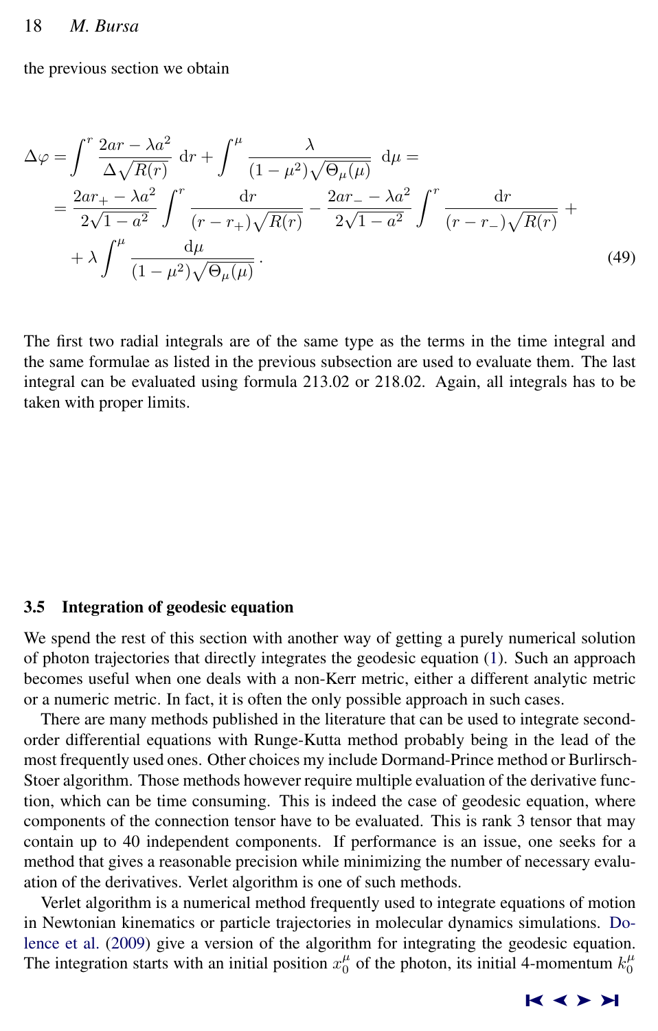the previous section we obtain

$$
\begin{aligned}
\Delta\varphi = & \int^{r} \frac{2ar - \lambda a^2}{\Delta\sqrt{R(r)}}\ \mathrm{d}r + \int^{\mu} \frac{\lambda}{(1-\mu^2)\sqrt{\Theta_\mu(\mu)}}\ \mathrm{d}\mu = \\
& = \frac{2ar_+ - \lambda a^2}{2\sqrt{1-a^2}} \int^{r} \frac{\mathrm{d}r}{(r-r_+)\sqrt{R(r)}} - \frac{2ar_- - \lambda a^2}{2\sqrt{1-a^2}} \int^{r} \frac{\mathrm{d}r}{(r-r_-)\sqrt{R(r)}} + \\
& + \lambda \int^{\mu} \frac{\mathrm{d}\mu}{(1-\mu^2)\sqrt{\Theta_\mu(\mu)}} \,.
\end{aligned}
\tag{49}
$$

The first two radial integrals are of the same type as the terms in the time integral and the same formulae as listed in the previous subsection are used to evaluate them. The last integral can be evaluated using formula 213.02 or 218.02. Again, all integrals has to be taken with proper limits.

### 3.5 Integration of geodesic equation

We spend the rest of this section with another way of getting a purely numerical solution of photon trajectories that directly integrates the geodesic equation (1). Such an approach becomes useful when one deals with a non-Kerr metric, either a different analytic metric or a numeric metric. In fact, it is often the only possible approach in such cases.

There are many methods published in the literature that can be used to integrate second-order differential equations with Runge-Kutta method probably being in the lead of the most frequently used ones. Other choices my include Dormand-Prince method or Burlirsch-Stoer algorithm. Those methods however require multiple evaluation of the derivative function, which can be time consuming. This is indeed the case of geodesic equation, where components of the connection tensor have to be evaluated. This is rank 3 tensor that may contain up to 40 independent components. If performance is an issue, one seeks for a method that gives a reasonable precision while minimizing the number of necessary evaluation of the derivatives. Verlet algorithm is one of such methods.

Verlet algorithm is a numerical method frequently used to integrate equations of motion in Newtonian kinematics or particle trajectories in molecular dynamics simulations. Dolence et al. (2009) give a version of the algorithm for integrating the geodesic equation. The integration starts with an initial position $x_0^\mu$ of the photon, its initial 4-momentum $k_0^\mu$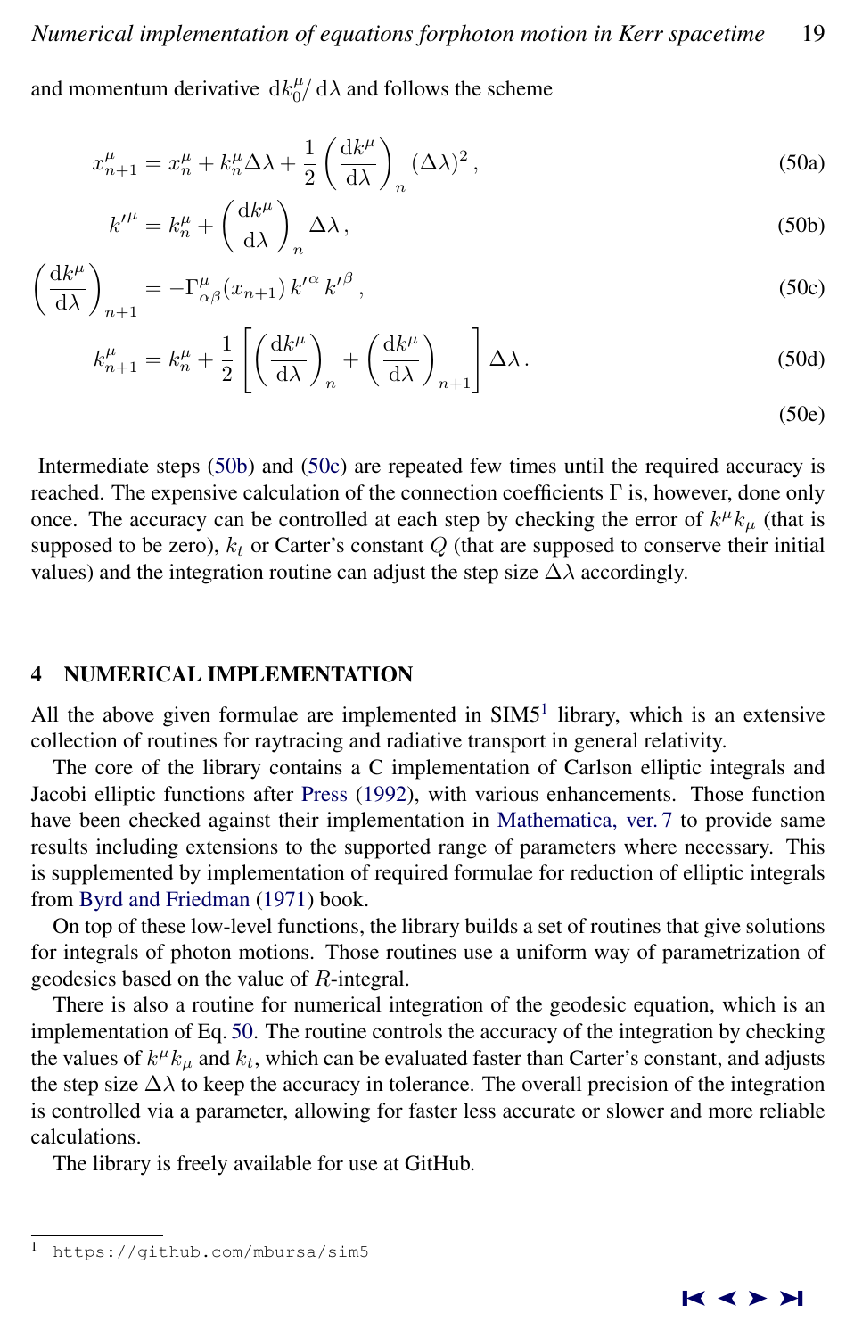and momentum derivative $\mathrm{d}k_0^\mu/\,\mathrm{d}\lambda$ and follows the scheme

$$x_{n+1}^\mu = x_n^\mu + k_n^\mu \Delta\lambda + \frac{1}{2}\left(\frac{\mathrm{d}k^\mu}{\mathrm{d}\lambda}\right)_n (\Delta\lambda)^2\,, \tag{50a}$$

$$k'^\mu = k_n^\mu + \left(\frac{\mathrm{d}k^\mu}{\mathrm{d}\lambda}\right)_n \Delta\lambda\,, \tag{50b}$$

$$\left(\frac{\mathrm{d}k^\mu}{\mathrm{d}\lambda}\right)_{n+1} = -\Gamma^\mu_{\alpha\beta}(x_{n+1})\, k'^\alpha\, k'^\beta\,, \tag{50c}$$

$$k_{n+1}^\mu = k_n^\mu + \frac{1}{2}\left[\left(\frac{\mathrm{d}k^\mu}{\mathrm{d}\lambda}\right)_n + \left(\frac{\mathrm{d}k^\mu}{\mathrm{d}\lambda}\right)_{n+1}\right]\Delta\lambda\,. \tag{50d}$$

(50e)

Intermediate steps (50b) and (50c) are repeated few times until the required accuracy is reached. The expensive calculation of the connection coefficients $\Gamma$ is, however, done only once. The accuracy can be controlled at each step by checking the error of $k^\mu k_\mu$ (that is supposed to be zero), $k_t$ or Carter's constant $Q$ (that are supposed to conserve their initial values) and the integration routine can adjust the step size $\Delta\lambda$ accordingly.

## 4 NUMERICAL IMPLEMENTATION

All the above given formulae are implemented in SIM5[1] library, which is an extensive collection of routines for raytracing and radiative transport in general relativity.

The core of the library contains a C implementation of Carlson elliptic integrals and Jacobi elliptic functions after Press (1992), with various enhancements. Those function have been checked against their implementation in Mathematica, ver. 7 to provide same results including extensions to the supported range of parameters where necessary. This is supplemented by implementation of required formulae for reduction of elliptic integrals from Byrd and Friedman (1971) book.

On top of these low-level functions, the library builds a set of routines that give solutions for integrals of photon motions. Those routines use a uniform way of parametrization of geodesics based on the value of $R$-integral.

There is also a routine for numerical integration of the geodesic equation, which is an implementation of Eq. 50. The routine controls the accuracy of the integration by checking the values of $k^\mu k_\mu$ and $k_t$, which can be evaluated faster than Carter's constant, and adjusts the step size $\Delta\lambda$ to keep the accuracy in tolerance. The overall precision of the integration is controlled via a parameter, allowing for faster less accurate or slower and more reliable calculations.

The library is freely available for use at GitHub.

[1] https://github.com/mbursa/sim5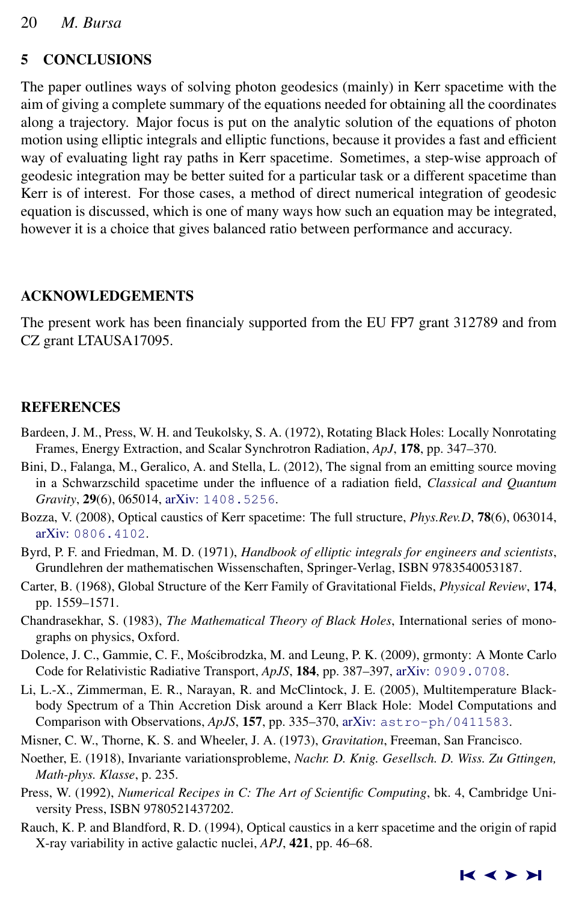## 5 CONCLUSIONS

The paper outlines ways of solving photon geodesics (mainly) in Kerr spacetime with the aim of giving a complete summary of the equations needed for obtaining all the coordinates along a trajectory. Major focus is put on the analytic solution of the equations of photon motion using elliptic integrals and elliptic functions, because it provides a fast and efficient way of evaluating light ray paths in Kerr spacetime. Sometimes, a step-wise approach of geodesic integration may be better suited for a particular task or a different spacetime than Kerr is of interest. For those cases, a method of direct numerical integration of geodesic equation is discussed, which is one of many ways how such an equation may be integrated, however it is a choice that gives balanced ratio between performance and accuracy.

## ACKNOWLEDGEMENTS

The present work has been financialy supported from the EU FP7 grant 312789 and from CZ grant LTAUSA17095.

## REFERENCES

Bardeen, J. M., Press, W. H. and Teukolsky, S. A. (1972), Rotating Black Holes: Locally Nonrotating Frames, Energy Extraction, and Scalar Synchrotron Radiation, *ApJ*, **178**, pp. 347–370.

Bini, D., Falanga, M., Geralico, A. and Stella, L. (2012), The signal from an emitting source moving in a Schwarzschild spacetime under the influence of a radiation field, *Classical and Quantum Gravity*, **29**(6), 065014, arXiv: 1408.5256.

Bozza, V. (2008), Optical caustics of Kerr spacetime: The full structure, *Phys.Rev.D*, **78**(6), 063014, arXiv: 0806.4102.

Byrd, P. F. and Friedman, M. D. (1971), *Handbook of elliptic integrals for engineers and scientists*, Grundlehren der mathematischen Wissenschaften, Springer-Verlag, ISBN 9783540053187.

Carter, B. (1968), Global Structure of the Kerr Family of Gravitational Fields, *Physical Review*, **174**, pp. 1559–1571.

Chandrasekhar, S. (1983), *The Mathematical Theory of Black Holes*, International series of monographs on physics, Oxford.

Dolence, J. C., Gammie, C. F., Mościbrodzka, M. and Leung, P. K. (2009), grmonty: A Monte Carlo Code for Relativistic Radiative Transport, *ApJS*, **184**, pp. 387–397, arXiv: 0909.0708.

Li, L.-X., Zimmerman, E. R., Narayan, R. and McClintock, J. E. (2005), Multitemperature Blackbody Spectrum of a Thin Accretion Disk around a Kerr Black Hole: Model Computations and Comparison with Observations, *ApJS*, **157**, pp. 335–370, arXiv: astro-ph/0411583.

Misner, C. W., Thorne, K. S. and Wheeler, J. A. (1973), *Gravitation*, Freeman, San Francisco.

Noether, E. (1918), Invariante variationsprobleme, *Nachr. D. Knig. Gesellsch. D. Wiss. Zu Gttingen, Math-phys. Klasse*, p. 235.

Press, W. (1992), *Numerical Recipes in C: The Art of Scientific Computing*, bk. 4, Cambridge University Press, ISBN 9780521437202.

Rauch, K. P. and Blandford, R. D. (1994), Optical caustics in a kerr spacetime and the origin of rapid X-ray variability in active galactic nuclei, *APJ*, **421**, pp. 46–68.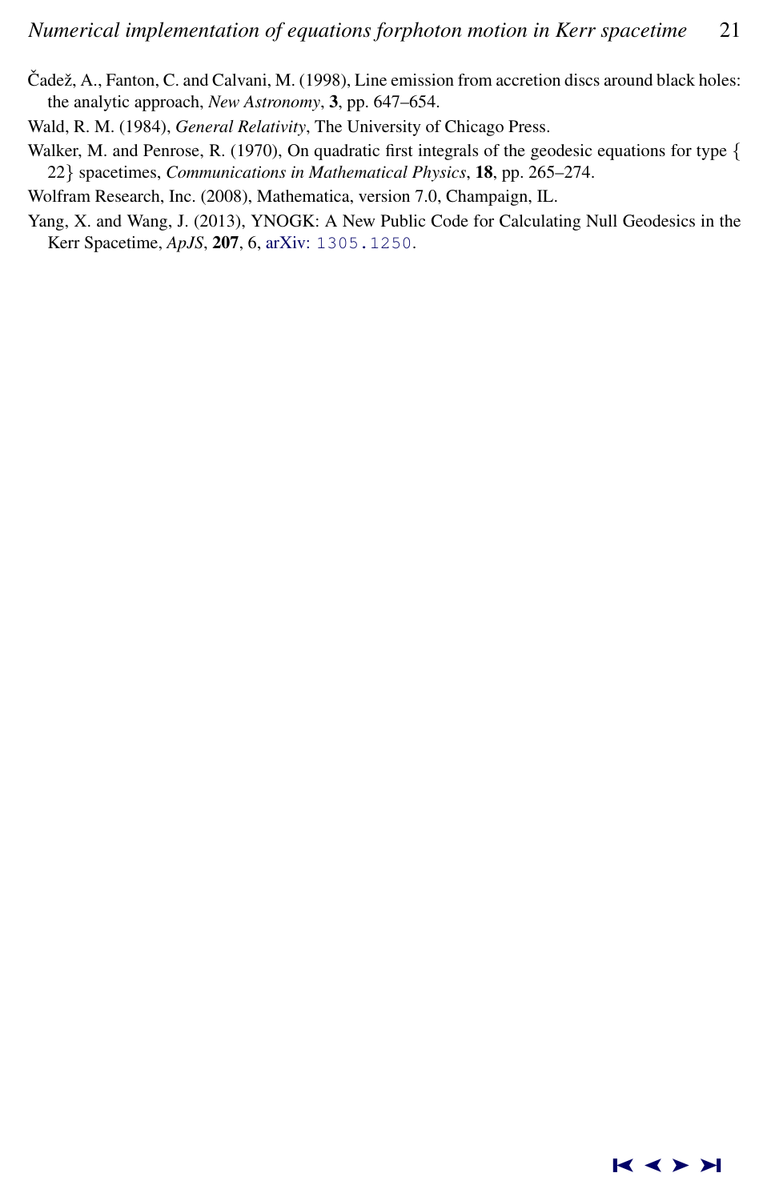Čadež, A., Fanton, C. and Calvani, M. (1998), Line emission from accretion discs around black holes: the analytic approach, *New Astronomy*, **3**, pp. 647–654.

Wald, R. M. (1984), *General Relativity*, The University of Chicago Press.

Walker, M. and Penrose, R. (1970), On quadratic first integrals of the geodesic equations for type {22} spacetimes, *Communications in Mathematical Physics*, **18**, pp. 265–274.

Wolfram Research, Inc. (2008), Mathematica, version 7.0, Champaign, IL.

Yang, X. and Wang, J. (2013), YNOGK: A New Public Code for Calculating Null Geodesics in the Kerr Spacetime, *ApJS*, **207**, 6, arXiv: 1305.1250.